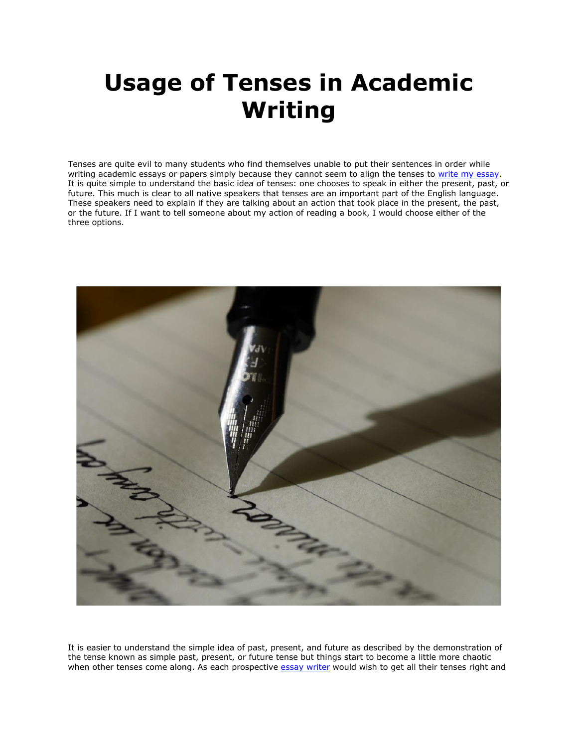# Usage of Tenses in Academic Writing

Tenses are quite evil to many students who find themselves unable to put their sentences in order while writing academic essays or papers simply because they cannot seem to align the tenses to [write my essay](). It is quite simple to understand the basic idea of tenses: one chooses to speak in either the present, past, or future. This much is clear to all native speakers that tenses are an important part of the English language. These speakers need to explain if they are talking about an action that took place in the present, the past, or the future. If I want to tell someone about my action of reading a book, I would choose either of the three options.

It is easier to understand the simple idea of past, present, and future as described by the demonstration of the tense known as simple past, present, or future tense but things start to become a little more chaotic when other tenses come along. As each prospective [essay writer]() would wish to get all their tenses right and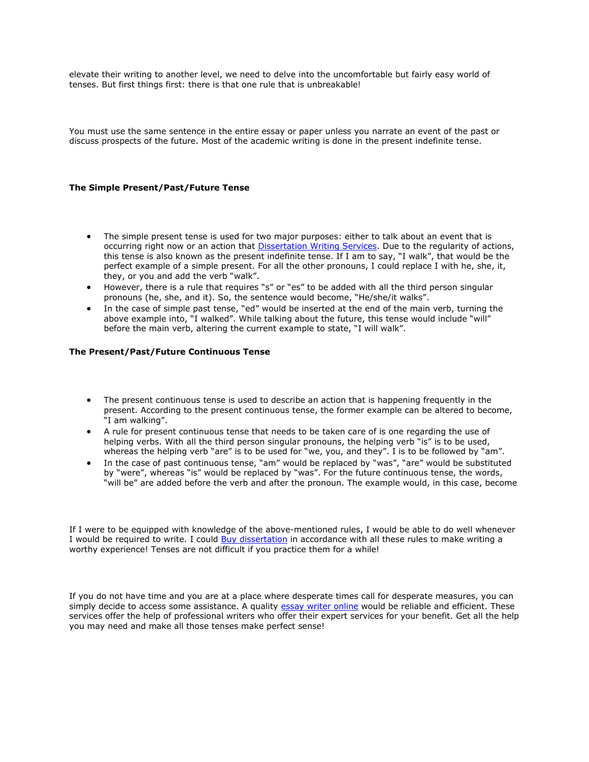elevate their writing to another level, we need to delve into the uncomfortable but fairly easy world of tenses. But first things first: there is that one rule that is unbreakable!

You must use the same sentence in the entire essay or paper unless you narrate an event of the past or discuss prospects of the future. Most of the academic writing is done in the present indefinite tense.

**The Simple Present/Past/Future Tense**

- The simple present tense is used for two major purposes: either to talk about an event that is occurring right now or an action that [Dissertation Writing Services](). Due to the regularity of actions, this tense is also known as the present indefinite tense. If I am to say, "I walk", that would be the perfect example of a simple present. For all the other pronouns, I could replace I with he, she, it, they, or you and add the verb "walk".
- However, there is a rule that requires "s" or "es" to be added with all the third person singular pronouns (he, she, and it). So, the sentence would become, "He/she/it walks".
- In the case of simple past tense, "ed" would be inserted at the end of the main verb, turning the above example into, "I walked". While talking about the future, this tense would include "will" before the main verb, altering the current example to state, "I will walk".

**The Present/Past/Future Continuous Tense**

- The present continuous tense is used to describe an action that is happening frequently in the present. According to the present continuous tense, the former example can be altered to become, "I am walking".
- A rule for present continuous tense that needs to be taken care of is one regarding the use of helping verbs. With all the third person singular pronouns, the helping verb "is" is to be used, whereas the helping verb "are" is to be used for "we, you, and they". I is to be followed by "am".
- In the case of past continuous tense, "am" would be replaced by "was", "are" would be substituted by "were", whereas "is" would be replaced by "was". For the future continuous tense, the words, "will be" are added before the verb and after the pronoun. The example would, in this case, become

If I were to be equipped with knowledge of the above-mentioned rules, I would be able to do well whenever I would be required to write. I could [Buy dissertation]() in accordance with all these rules to make writing a worthy experience! Tenses are not difficult if you practice them for a while!

If you do not have time and you are at a place where desperate times call for desperate measures, you can simply decide to access some assistance. A quality [essay writer online]() would be reliable and efficient. These services offer the help of professional writers who offer their expert services for your benefit. Get all the help you may need and make all those tenses make perfect sense!